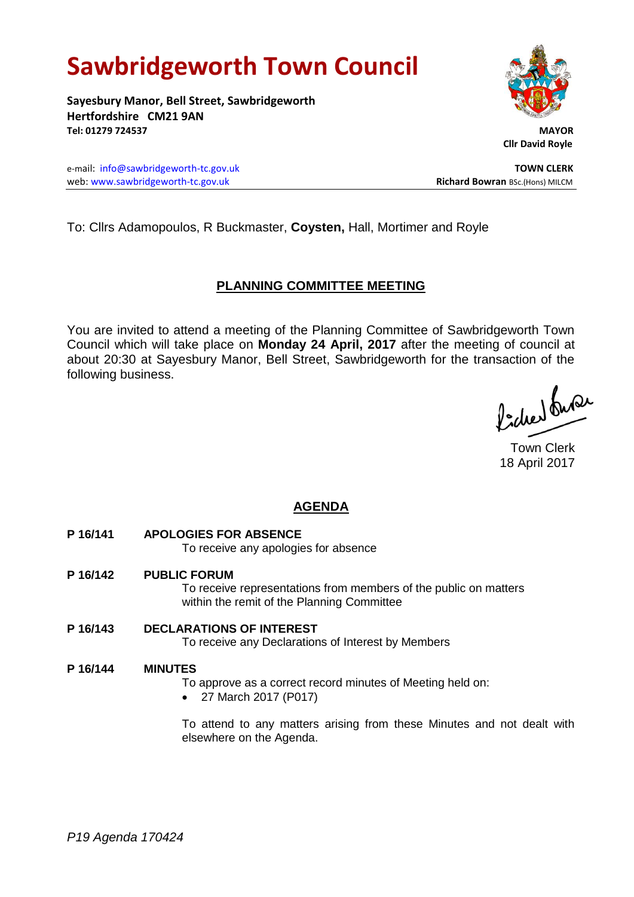# Sawbridgeworth Town Council

**Sayesbury Manor, Bell Street, Sawbridgeworth**
**Hertfordshire CM21 9AN**
**Tel: 01279 724537**

**MAYOR**
**Cllr David Royle**

e-mail: info@sawbridgeworth-tc.gov.uk
web: www.sawbridgeworth-tc.gov.uk

**TOWN CLERK**
**Richard Bowran** BSc.(Hons) MILCM

To: Cllrs Adamopoulos, R Buckmaster, **Coysten,** Hall, Mortimer and Royle

## PLANNING COMMITTEE MEETING

You are invited to attend a meeting of the Planning Committee of Sawbridgeworth Town Council which will take place on **Monday 24 April, 2017** after the meeting of council at about 20:30 at Sayesbury Manor, Bell Street, Sawbridgeworth for the transaction of the following business.

Town Clerk
18 April 2017

## AGENDA

**P 16/141 APOLOGIES FOR ABSENCE**
To receive any apologies for absence

**P 16/142 PUBLIC FORUM**
To receive representations from members of the public on matters within the remit of the Planning Committee

**P 16/143 DECLARATIONS OF INTEREST**
To receive any Declarations of Interest by Members

**P 16/144 MINUTES**
To approve as a correct record minutes of Meeting held on:

- 27 March 2017 (P017)

To attend to any matters arising from these Minutes and not dealt with elsewhere on the Agenda.

*P19 Agenda 170424*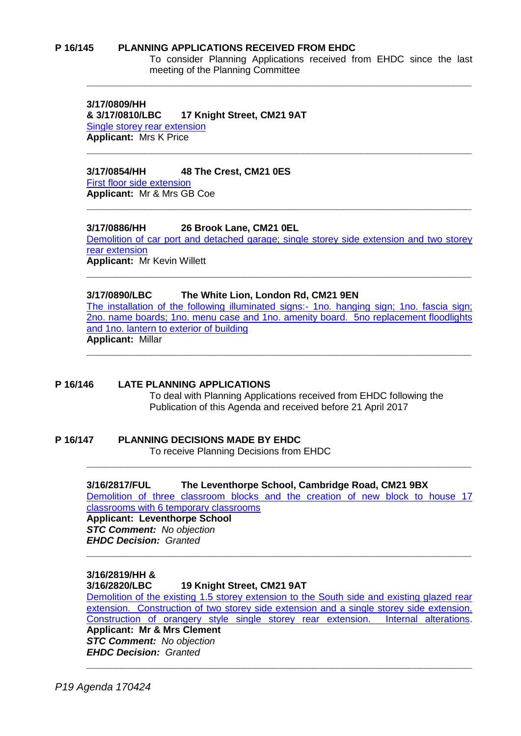## P 16/145 PLANNING APPLICATIONS RECEIVED FROM EHDC

To consider Planning Applications received from EHDC since the last meeting of the Planning Committee

---

**3/17/0809/HH**
**& 3/17/0810/LBC 17 Knight Street, CM21 9AT**
Single storey rear extension
**Applicant:** Mrs K Price

---

**3/17/0854/HH 48 The Crest, CM21 0ES**
First floor side extension
**Applicant:** Mr & Mrs GB Coe

---

**3/17/0886/HH 26 Brook Lane, CM21 0EL**
Demolition of car port and detached garage; single storey side extension and two storey rear extension
**Applicant:** Mr Kevin Willett

---

**3/17/0890/LBC The White Lion, London Rd, CM21 9EN**
The installation of the following illuminated signs:- 1no. hanging sign; 1no. fascia sign; 2no. name boards; 1no. menu case and 1no. amenity board. 5no replacement floodlights and 1no. lantern to exterior of building
**Applicant:** Millar

---

## P 16/146 LATE PLANNING APPLICATIONS

To deal with Planning Applications received from EHDC following the Publication of this Agenda and received before 21 April 2017

## P 16/147 PLANNING DECISIONS MADE BY EHDC

To receive Planning Decisions from EHDC

---

**3/16/2817/FUL The Leventhorpe School, Cambridge Road, CM21 9BX**
Demolition of three classroom blocks and the creation of new block to house 17 classrooms with 6 temporary classrooms
**Applicant: Leventhorpe School**
***STC Comment:*** *No objection*
***EHDC Decision:*** *Granted*

---

**3/16/2819/HH &**
**3/16/2820/LBC 19 Knight Street, CM21 9AT**
Demolition of the existing 1.5 storey extension to the South side and existing glazed rear extension. Construction of two storey side extension and a single storey side extension. Construction of orangery style single storey rear extension. Internal alterations.
**Applicant: Mr & Mrs Clement**
***STC Comment:*** *No objection*
***EHDC Decision:*** *Granted*

---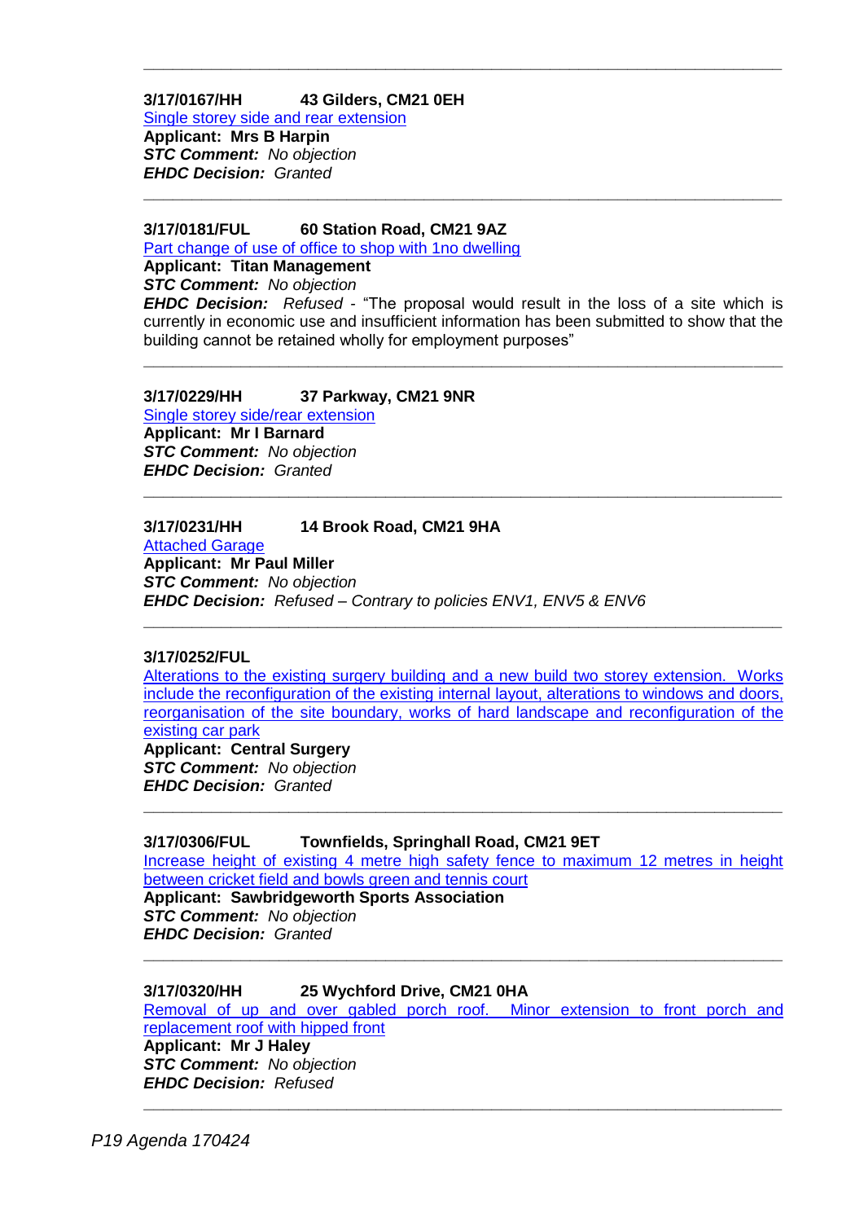---

**3/17/0167/HH        43 Gilders, CM21 0EH**
Single storey side and rear extension
**Applicant:  Mrs B Harpin**
***STC Comment:*** *No objection*
***EHDC Decision:*** *Granted*

---

**3/17/0181/FUL        60 Station Road, CM21 9AZ**
Part change of use of office to shop with 1no dwelling
**Applicant:  Titan Management**
***STC Comment:*** *No objection*
***EHDC Decision:*** *Refused* - "The proposal would result in the loss of a site which is currently in economic use and insufficient information has been submitted to show that the building cannot be retained wholly for employment purposes"

---

**3/17/0229/HH        37 Parkway, CM21 9NR**
Single storey side/rear extension
**Applicant:  Mr I Barnard**
***STC Comment:*** *No objection*
***EHDC Decision:*** *Granted*

---

**3/17/0231/HH        14 Brook Road, CM21 9HA**
Attached Garage
**Applicant:  Mr Paul Miller**
***STC Comment:*** *No objection*
***EHDC Decision:*** *Refused – Contrary to policies ENV1, ENV5 & ENV6*

---

**3/17/0252/FUL**
Alterations to the existing surgery building and a new build two storey extension.  Works include the reconfiguration of the existing internal layout, alterations to windows and doors, reorganisation of the site boundary, works of hard landscape and reconfiguration of the existing car park
**Applicant:  Central Surgery**
***STC Comment:*** *No objection*
***EHDC Decision:*** *Granted*

---

**3/17/0306/FUL        Townfields, Springhall Road, CM21 9ET**
Increase height of existing 4 metre high safety fence to maximum 12 metres in height between cricket field and bowls green and tennis court
**Applicant:  Sawbridgeworth Sports Association**
***STC Comment:*** *No objection*
***EHDC Decision:*** *Granted*

---

**3/17/0320/HH        25 Wychford Drive, CM21 0HA**
Removal of up and over gabled porch roof.  Minor extension to front porch and replacement roof with hipped front
**Applicant:  Mr J Haley**
***STC Comment:*** *No objection*
***EHDC Decision:*** *Refused*

---

*P19 Agenda 170424*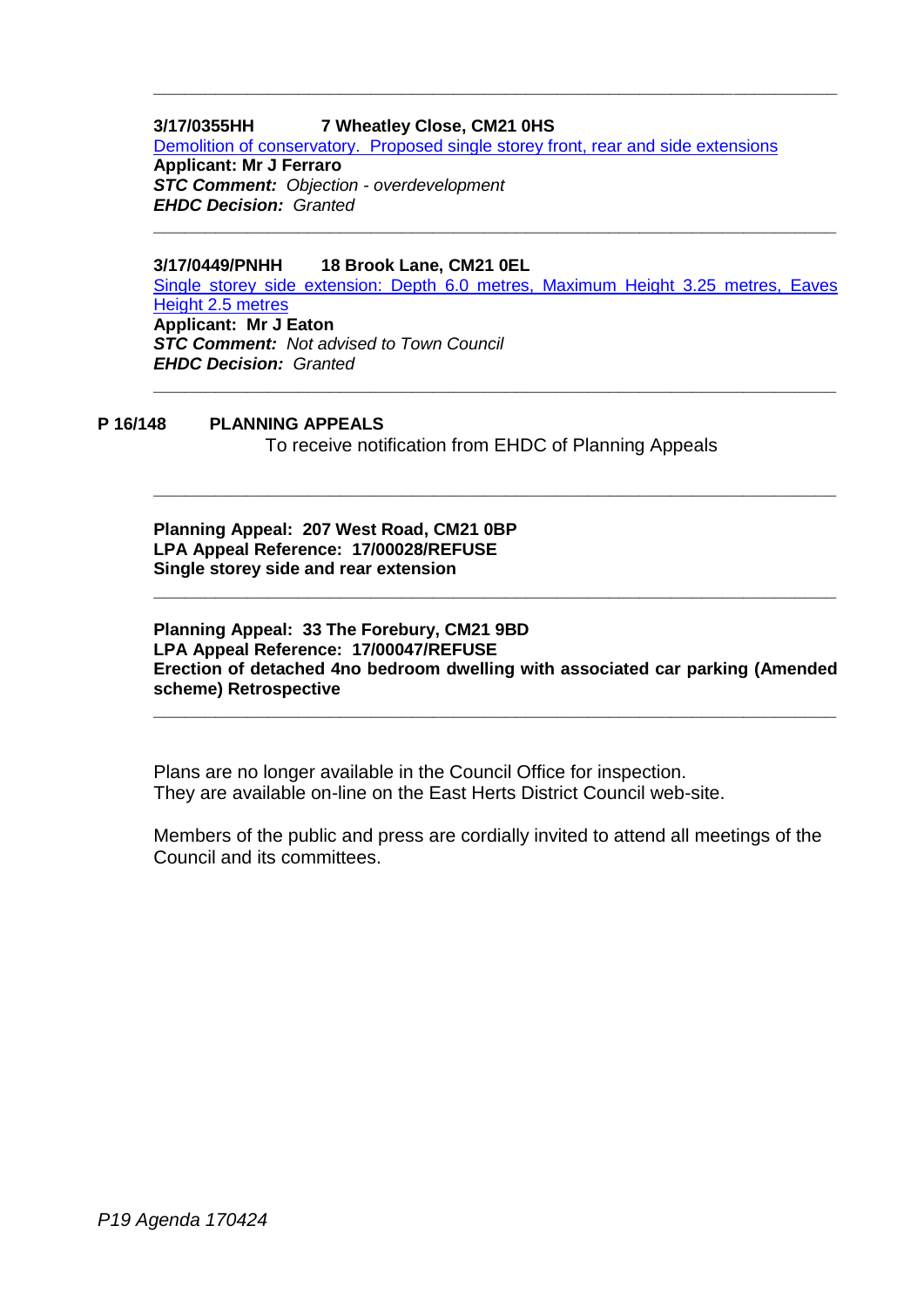---

**3/17/0355HH 7 Wheatley Close, CM21 0HS**
Demolition of conservatory. Proposed single storey front, rear and side extensions
**Applicant: Mr J Ferraro**
***STC Comment:*** *Objection - overdevelopment*
***EHDC Decision:*** *Granted*

---

**3/17/0449/PNHH 18 Brook Lane, CM21 0EL**
Single storey side extension: Depth 6.0 metres, Maximum Height 3.25 metres, Eaves Height 2.5 metres
**Applicant: Mr J Eaton**
***STC Comment:*** *Not advised to Town Council*
***EHDC Decision:*** *Granted*

---

**P 16/148 PLANNING APPEALS**

To receive notification from EHDC of Planning Appeals

---

**Planning Appeal: 207 West Road, CM21 0BP**
**LPA Appeal Reference: 17/00028/REFUSE**
**Single storey side and rear extension**

---

**Planning Appeal: 33 The Forebury, CM21 9BD**
**LPA Appeal Reference: 17/00047/REFUSE**
**Erection of detached 4no bedroom dwelling with associated car parking (Amended scheme) Retrospective**

---

Plans are no longer available in the Council Office for inspection.
They are available on-line on the East Herts District Council web-site.

Members of the public and press are cordially invited to attend all meetings of the Council and its committees.